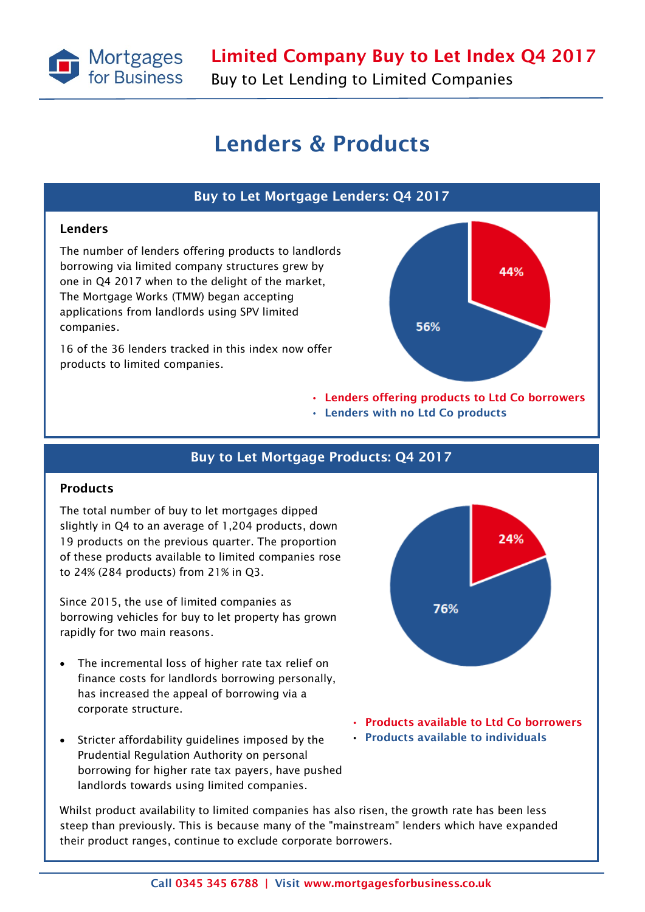# Limited Company Buy to Let Index Q4 2017

Buy to Let Lending to Limited Companies

## Lenders & Products

### Buy to Let Mortgage Lenders: Q4 2017

**Lenders**

The number of lenders offering products to landlords borrowing via limited company structures grew by one in Q4 2017 when to the delight of the market, The Mortgage Works (TMW) began accepting applications from landlords using SPV limited companies.

16 of the 36 lenders tracked in this index now offer products to limited companies.

44%

56%

- Lenders offering products to Ltd Co borrowers
- Lenders with no Ltd Co products

### Buy to Let Mortgage Products: Q4 2017

**Products**

The total number of buy to let mortgages dipped slightly in Q4 to an average of 1,204 products, down 19 products on the previous quarter. The proportion of these products available to limited companies rose to 24% (284 products) from 21% in Q3.

Since 2015, the use of limited companies as borrowing vehicles for buy to let property has grown rapidly for two main reasons.

- The incremental loss of higher rate tax relief on finance costs for landlords borrowing personally, has increased the appeal of borrowing via a corporate structure.
- Stricter affordability guidelines imposed by the Prudential Regulation Authority on personal borrowing for higher rate tax payers, have pushed landlords towards using limited companies.

24%

76%

- Products available to Ltd Co borrowers
- Products available to individuals

Whilst product availability to limited companies has also risen, the growth rate has been less steep than previously. This is because many of the "mainstream" lenders which have expanded their product ranges, continue to exclude corporate borrowers.

Call 0345 345 6788 | Visit www.mortgagesforbusiness.co.uk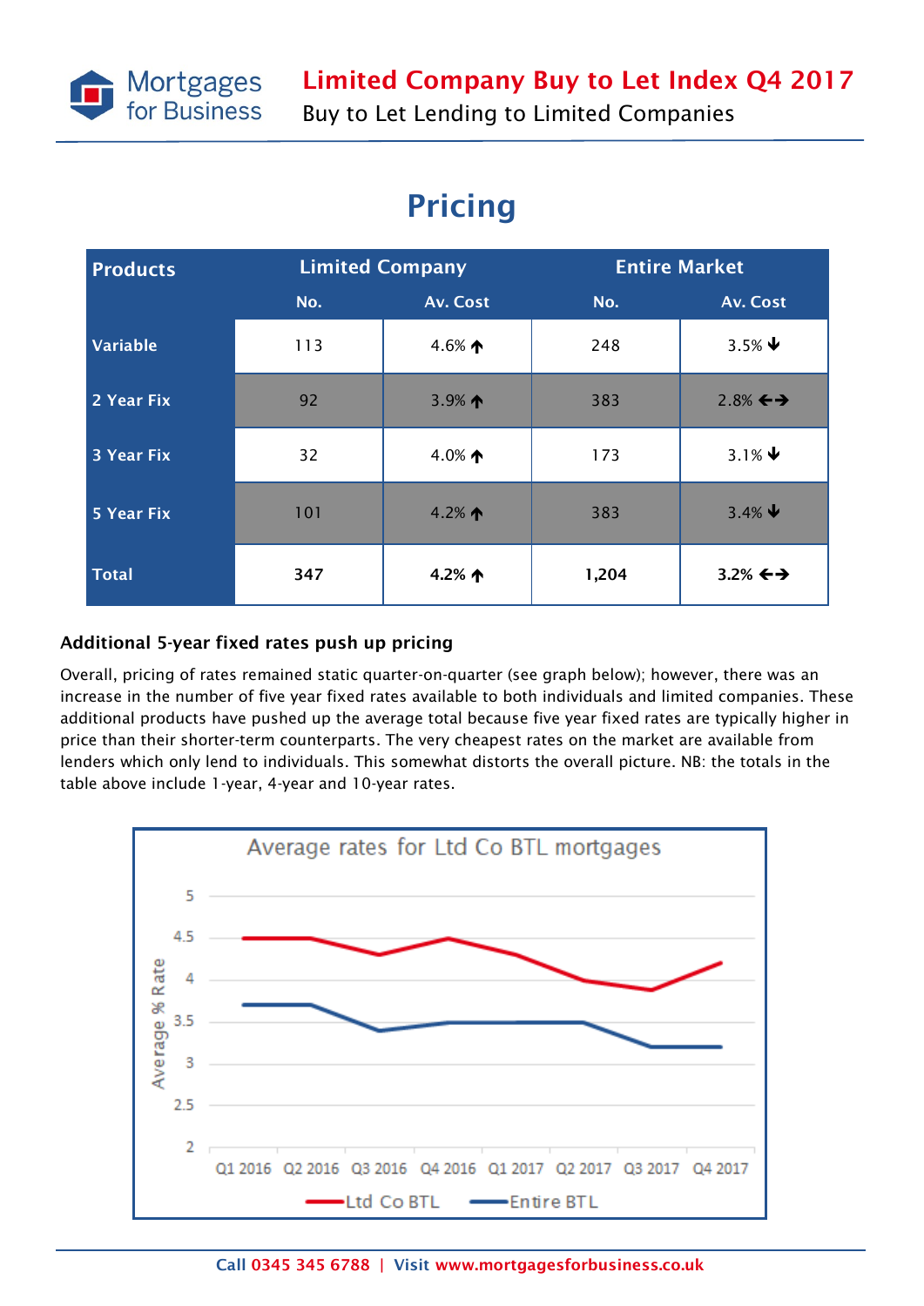# Pricing

| Products | Limited Company | | Entire Market | |
|---|---|---|---|---|
| | No. | Av. Cost | No. | Av. Cost |
| Variable | 113 | 4.6% ↑ | 248 | 3.5% ↓ |
| 2 Year Fix | 92 | 3.9% ↑ | 383 | 2.8% ↔ |
| 3 Year Fix | 32 | 4.0% ↑ | 173 | 3.1% ↓ |
| 5 Year Fix | 101 | 4.2% ↑ | 383 | 3.4% ↓ |
| **Total** | **347** | **4.2% ↑** | **1,204** | **3.2% ↔** |

### Additional 5-year fixed rates push up pricing

Overall, pricing of rates remained static quarter-on-quarter (see graph below); however, there was an increase in the number of five year fixed rates available to both individuals and limited companies. These additional products have pushed up the average total because five year fixed rates are typically higher in price than their shorter-term counterparts. The very cheapest rates on the market are available from lenders which only lend to individuals. This somewhat distorts the overall picture. NB: the totals in the table above include 1-year, 4-year and 10-year rates.

**Average rates for Ltd Co BTL mortgages**

| | Q1 2016 | Q2 2016 | Q3 2016 | Q4 2016 | Q1 2017 | Q2 2017 | Q3 2017 | Q4 2017 |
|---|---|---|---|---|---|---|---|---|
| Ltd Co BTL | 4.5 | 4.5 | 4.3 | 4.5 | 4.3 | 4.0 | 3.9 | 4.2 |
| Entire BTL | 3.7 | 3.7 | 3.4 | 3.5 | 3.5 | 3.5 | 3.2 | 3.2 |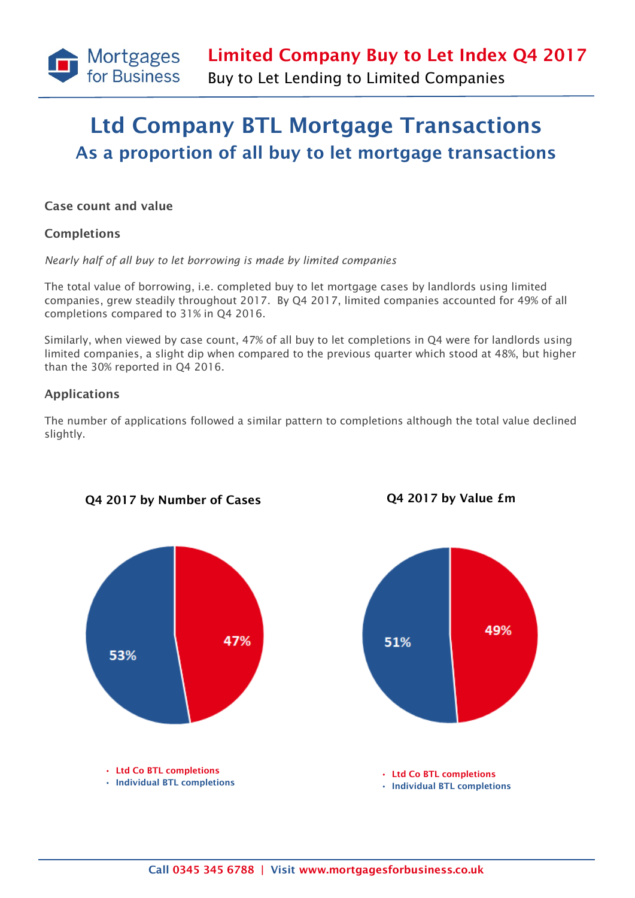# Ltd Company BTL Mortgage Transactions

## As a proportion of all buy to let mortgage transactions

**Case count and value**

**Completions**

*Nearly half of all buy to let borrowing is made by limited companies*

The total value of borrowing, i.e. completed buy to let mortgage cases by landlords using limited companies, grew steadily throughout 2017. By Q4 2017, limited companies accounted for 49% of all completions compared to 31% in Q4 2016.

Similarly, when viewed by case count, 47% of all buy to let completions in Q4 were for landlords using limited companies, a slight dip when compared to the previous quarter which stood at 48%, but higher than the 30% reported in Q4 2016.

**Applications**

The number of applications followed a similar pattern to completions although the total value declined slightly.

**Q4 2017 by Number of Cases**

- Ltd Co BTL completions: 47%
- Individual BTL completions: 53%

**Q4 2017 by Value £m**

- Ltd Co BTL completions: 49%
- Individual BTL completions: 51%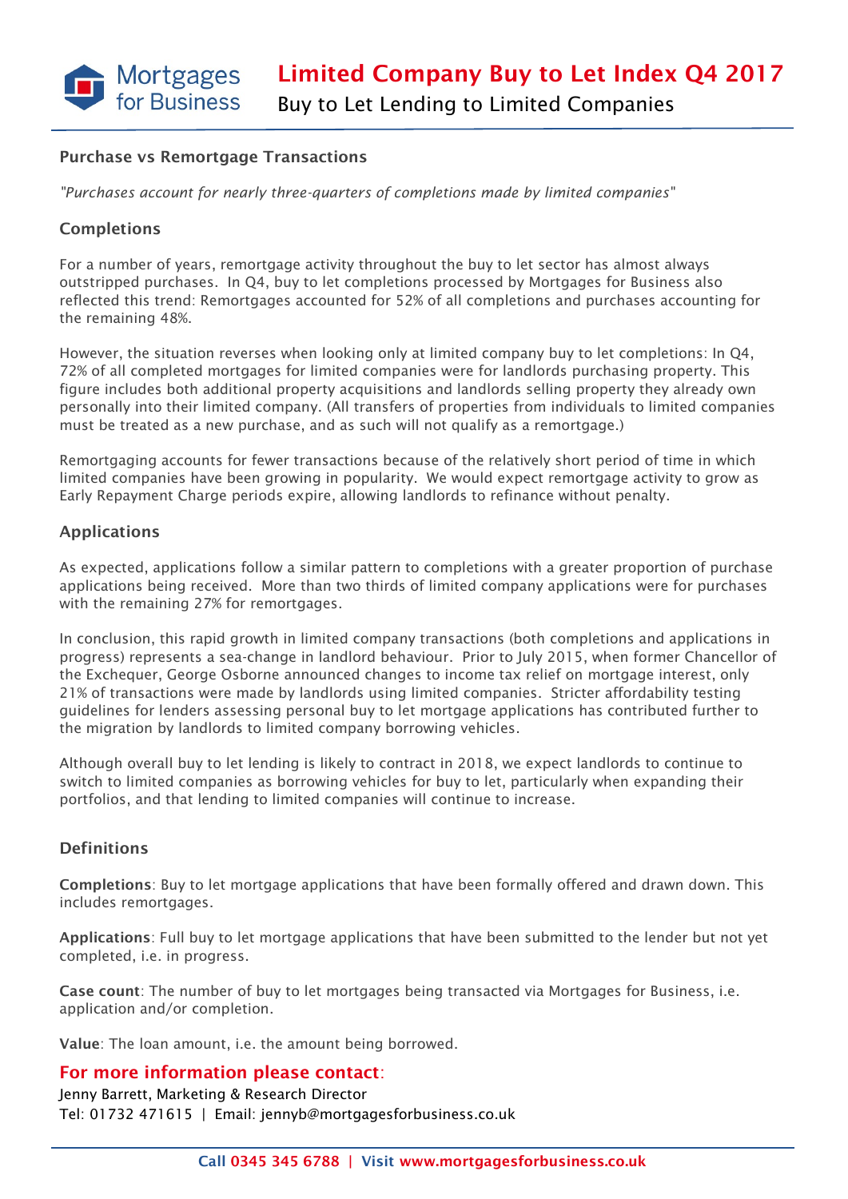# Limited Company Buy to Let Index Q4 2017

Buy to Let Lending to Limited Companies

### Purchase vs Remortgage Transactions

*"Purchases account for nearly three-quarters of completions made by limited companies"*

### Completions

For a number of years, remortgage activity throughout the buy to let sector has almost always outstripped purchases. In Q4, buy to let completions processed by Mortgages for Business also reflected this trend: Remortgages accounted for 52% of all completions and purchases accounting for the remaining 48%.

However, the situation reverses when looking only at limited company buy to let completions: In Q4, 72% of all completed mortgages for limited companies were for landlords purchasing property. This figure includes both additional property acquisitions and landlords selling property they already own personally into their limited company. (All transfers of properties from individuals to limited companies must be treated as a new purchase, and as such will not qualify as a remortgage.)

Remortgaging accounts for fewer transactions because of the relatively short period of time in which limited companies have been growing in popularity. We would expect remortgage activity to grow as Early Repayment Charge periods expire, allowing landlords to refinance without penalty.

### Applications

As expected, applications follow a similar pattern to completions with a greater proportion of purchase applications being received. More than two thirds of limited company applications were for purchases with the remaining 27% for remortgages.

In conclusion, this rapid growth in limited company transactions (both completions and applications in progress) represents a sea-change in landlord behaviour. Prior to July 2015, when former Chancellor of the Exchequer, George Osborne announced changes to income tax relief on mortgage interest, only 21% of transactions were made by landlords using limited companies. Stricter affordability testing guidelines for lenders assessing personal buy to let mortgage applications has contributed further to the migration by landlords to limited company borrowing vehicles.

Although overall buy to let lending is likely to contract in 2018, we expect landlords to continue to switch to limited companies as borrowing vehicles for buy to let, particularly when expanding their portfolios, and that lending to limited companies will continue to increase.

### Definitions

**Completions**: Buy to let mortgage applications that have been formally offered and drawn down. This includes remortgages.

**Applications**: Full buy to let mortgage applications that have been submitted to the lender but not yet completed, i.e. in progress.

**Case count**: The number of buy to let mortgages being transacted via Mortgages for Business, i.e. application and/or completion.

**Value**: The loan amount, i.e. the amount being borrowed.

### For more information please contact:

Jenny Barrett, Marketing & Research Director
Tel: 01732 471615 | Email: jennyb@mortgagesforbusiness.co.uk

**Call 0345 345 6788 | Visit www.mortgagesforbusiness.co.uk**